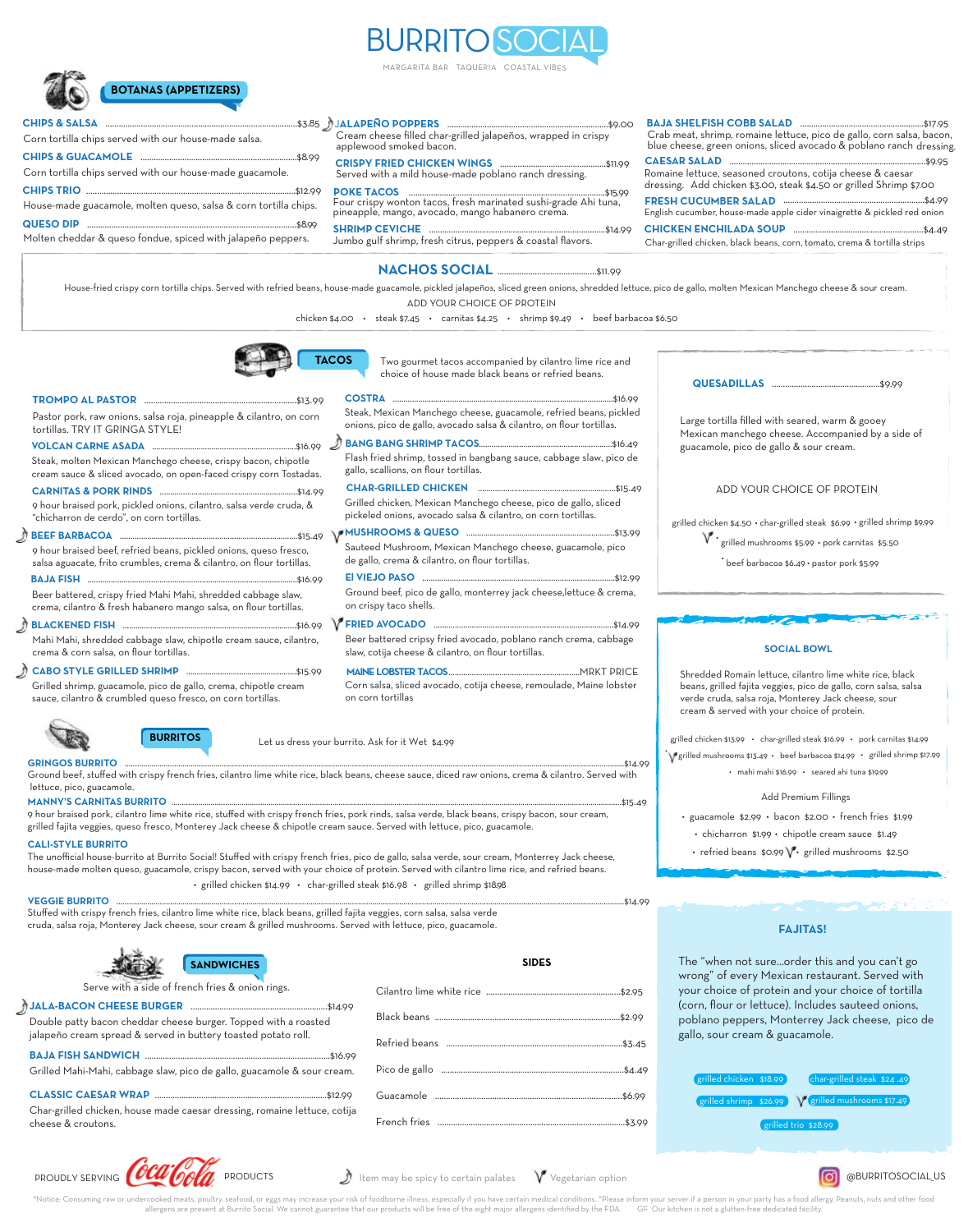# BURRITO SOCIAL

MARGARITA BAR · TAQUERIA · COASTAL VIBES

## BOTANAS (APPETIZERS)

**CHIPS & SALSA** ........ $3.85
Corn tortilla chips served with our house-made salsa.

**CHIPS & GUACAMOLE** ........ $8.99
Corn tortilla chips served with our house-made guacamole.

**CHIPS TRIO** ........ $12.99
House-made guacamole, molten queso, salsa & corn tortilla chips.

**QUESO DIP** ........ $8.99
Molten cheddar & queso fondue, spiced with jalapeño peppers.

**JALAPEÑO POPPERS** ........ $9.00
Cream cheese filled char-grilled jalapeños, wrapped in crispy applewood smoked bacon.

**CRISPY FRIED CHICKEN WINGS** ........ $11.99
Served with a mild house-made poblano ranch dressing.

**POKE TACOS** ........ $15.99
Four crispy wonton tacos, fresh marinated sushi-grade Ahi tuna, pineapple, mango, avocado, mango habanero crema.

**SHRIMP CEVICHE** ........ $14.99
Jumbo gulf shrimp, fresh citrus, peppers & coastal flavors.

**BAJA SHELFISH COBB SALAD** ........ $17.95
Crab meat, shrimp, romaine lettuce, pico de gallo, corn salsa, bacon, blue cheese, green onions, sliced avocado & poblano ranch dressing.

**CAESAR SALAD** ........ $9.95
Romaine lettuce, seasoned croutons, cotija cheese & caesar dressing. Add chicken $3.00, steak $4.50 or grilled Shrimp $7.00

**FRESH CUCUMBER SALAD** ........ $4.99
English cucumber, house-made apple cider vinaigrette & pickled red onion

**CHICKEN ENCHILADA SOUP** ........ $4.49
Char-grilled chicken, black beans, corn, tomato, crema & tortilla strips

## NACHOS SOCIAL ........ $11.99

House-fried crispy corn tortilla chips. Served with refried beans, house-made guacamole, pickled jalapeños, sliced green onions, shredded lettuce, pico de gallo, molten Mexican Manchego cheese & sour cream.

ADD YOUR CHOICE OF PROTEIN

chicken $4.00 • steak $7.45 • carnitas $4.25 • shrimp $9.49 • beef barbacoa $6.50

## TACOS

Two gourmet tacos accompanied by cilantro lime rice and choice of house made black beans or refried beans.

**TROMPO AL PASTOR** ........ $13.99
Pastor pork, raw onions, salsa roja, pineapple & cilantro, on corn tortillas. TRY IT GRINGA STYLE!

**VOLCAN CARNE ASADA** ........ $16.99
Steak, molten Mexican Manchego cheese, crispy bacon, chipotle cream sauce & sliced avocado, on open-faced crispy corn Tostadas.

**CARNITAS & PORK RINDS** ........ $14.99
9 hour braised pork, pickled onions, cilantro, salsa verde cruda, & "chicharron de cerdo", on corn tortillas.

**BEEF BARBACOA** ........ $15.49
9 hour braised beef, refried beans, pickled onions, queso fresco, salsa aguacate, frito crumbles, crema & cilantro, on flour tortillas.

**BAJA FISH** ........ $16.99
Beer battered, crispy fried Mahi Mahi, shredded cabbage slaw, crema, cilantro & fresh habanero mango salsa, on flour tortillas.

**BLACKENED FISH** ........ $16.99
Mahi Mahi, shredded cabbage slaw, chipotle cream sauce, cilantro, crema & corn salsa, on flour tortillas.

**CABO STYLE GRILLED SHRIMP** ........ $15.99
Grilled shrimp, guacamole, pico de gallo, crema, chipotle cream sauce, cilantro & crumbled queso fresco, on corn tortillas.

**COSTRA** ........ $16.99
Steak, Mexican Manchego cheese, guacamole, refried beans, pickled onions, pico de gallo, avocado salsa & cilantro, on flour tortillas.

**BANG BANG SHRIMP TACOS** ........ $16.49
Flash fried shrimp, tossed in bangbang sauce, cabbage slaw, pico de gallo, scallions, on flour tortillas.

**CHAR-GRILLED CHICKEN** ........ $15.49
Grilled chicken, Mexican Manchego cheese, pico de gallo, sliced pickled onions, avocado salsa & cilantro, on corn tortillas.

**MUSHROOMS & QUESO** ........ $13.99
Sauteed Mushroom, Mexican Manchego cheese, guacamole, pico de gallo, crema & cilantro, on flour tortillas.

**El VIEJO PASO** ........ $12.99
Ground beef, pico de gallo, monterrey jack cheese,lettuce & crema, on crispy taco shells.

**FRIED AVOCADO** ........ $14.99
Beer battered crispy fried avocado, poblano ranch crema, cabbage slaw, cotija cheese & cilantro, on flour tortillas.

**MAINE LOBSTER TACOS** ........ MRKT PRICE
Corn salsa, sliced avocado, cotija cheese, remoulade, Maine lobster on corn tortillas

## QUESADILLAS ........ $9.99

Large tortilla filled with seared, warm & gooey Mexican manchego cheese. Accompanied by a side of guacamole, pico de gallo & sour cream.

ADD YOUR CHOICE OF PROTEIN

grilled chicken $4.50 • char-grilled steak $6.99 • grilled shrimp $9.99 • grilled mushrooms $5.99 • pork carnitas $5.50 • beef barbacoa $6.49 • pastor pork $5.99

## SOCIAL BOWL

Shredded Romain lettuce, cilantro lime white rice, black beans, grilled fajita veggies, pico de gallo, corn salsa, salsa verde cruda, salsa roja, Monterey Jack cheese, sour cream & served with your choice of protein.

grilled chicken $13.99 • char-grilled steak $16.99 • pork carnitas $14.99 • grilled mushrooms $13.49 • beef barbacoa $14.99 • grilled shrimp $17.99 • mahi mahi $16.99 • seared ahi tuna $19.99

Add Premium Fillings

• guacamole $2.99 • bacon $2.00 • french fries $1.99
• chicharron $1.99 • chipotle cream sauce $1.49
• refried beans $0.99 • grilled mushrooms $2.50

## BURRITOS

Let us dress your burrito. Ask for it Wet $4.99

**GRINGOS BURRITO** ........ $14.99
Ground beef, stuffed with crispy french fries, cilantro lime white rice, black beans, cheese sauce, diced raw onions, crema & cilantro. Served with lettuce, pico, guacamole.

**MANNY'S CARNITAS BURRITO** ........ $15.49
9 hour braised pork, cilantro lime white rice, stuffed with crispy french fries, pork rinds, salsa verde, black beans, crispy bacon, sour cream, grilled fajita veggies, queso fresco, Monterey Jack cheese & chipotle cream sauce. Served with lettuce, pico, guacamole.

**CALI-STYLE BURRITO**
The unofficial house-burrito at Burrito Social! Stuffed with crispy french fries, pico de gallo, salsa verde, sour cream, Monterey Jack cheese, house-made molten queso, guacamole, crispy bacon, served with your choice of protein. Served with cilantro lime rice, and refried beans.
• grilled chicken $14.99 • char-grilled steak $16.98 • grilled shrimp $18.98

**VEGGIE BURRITO** ........ $14.99
Stuffed with crispy french fries, cilantro lime white rice, black beans, grilled fajita veggies, corn salsa, salsa verde cruda, salsa roja, Monterey Jack cheese, sour cream & grilled mushrooms. Served with lettuce, pico, guacamole.

## SANDWICHES

Serve with a side of french fries & onion rings.

**JALA-BACON CHEESE BURGER** ........ $14.99
Double patty bacon cheddar cheese burger. Topped with a roasted jalapeño cream spread & served in buttery toasted potato roll.

**BAJA FISH SANDWICH** ........ $16.99
Grilled Mahi-Mahi, cabbage slaw, pico de gallo, guacamole & sour cream.

**CLASSIC CAESAR WRAP** ........ $12.99
Char-grilled chicken, house made caesar dressing, romaine lettuce, cotija cheese & croutons.

## SIDES

| Item | Price |
|---|---|
| Cilantro lime white rice | $2.95 |
| Black beans | $2.99 |
| Refried beans | $3.45 |
| Pico de gallo | $4.49 |
| Guacamole | $6.99 |
| French fries | $3.99 |

## FAJITAS!

The "when not sure...order this and you can't go wrong" of every Mexican restaurant. Served with your choice of protein and your choice of tortilla (corn, flour or lettuce). Includes sauteed onions, poblano peppers, Monterey Jack cheese, pico de gallo, sour cream & guacamole.

grilled chicken $18.99 • char-grilled steak $24.49 • grilled shrimp $26.99 • grilled mushrooms $17.49 • grilled trio $28.99

PROUDLY SERVING Coca-Cola PRODUCTS

Item may be spicy to certain palates · Vegetarian option

@BURRITOSOCIAL_US

*Notice: Consuming raw or undercooked meats, poultry, seafood, or eggs may increase your risk of foodborne illness, especially if you have certain medical conditions. *Please inform your server if a person in your party has a food allergy. Peanuts, nuts and other food allergens are present at Burrito Social. We cannot guarantee that our products will be free of the eight major allergens identified by the FDA. GF Our kitchen is not a gluten-free dedicated facility.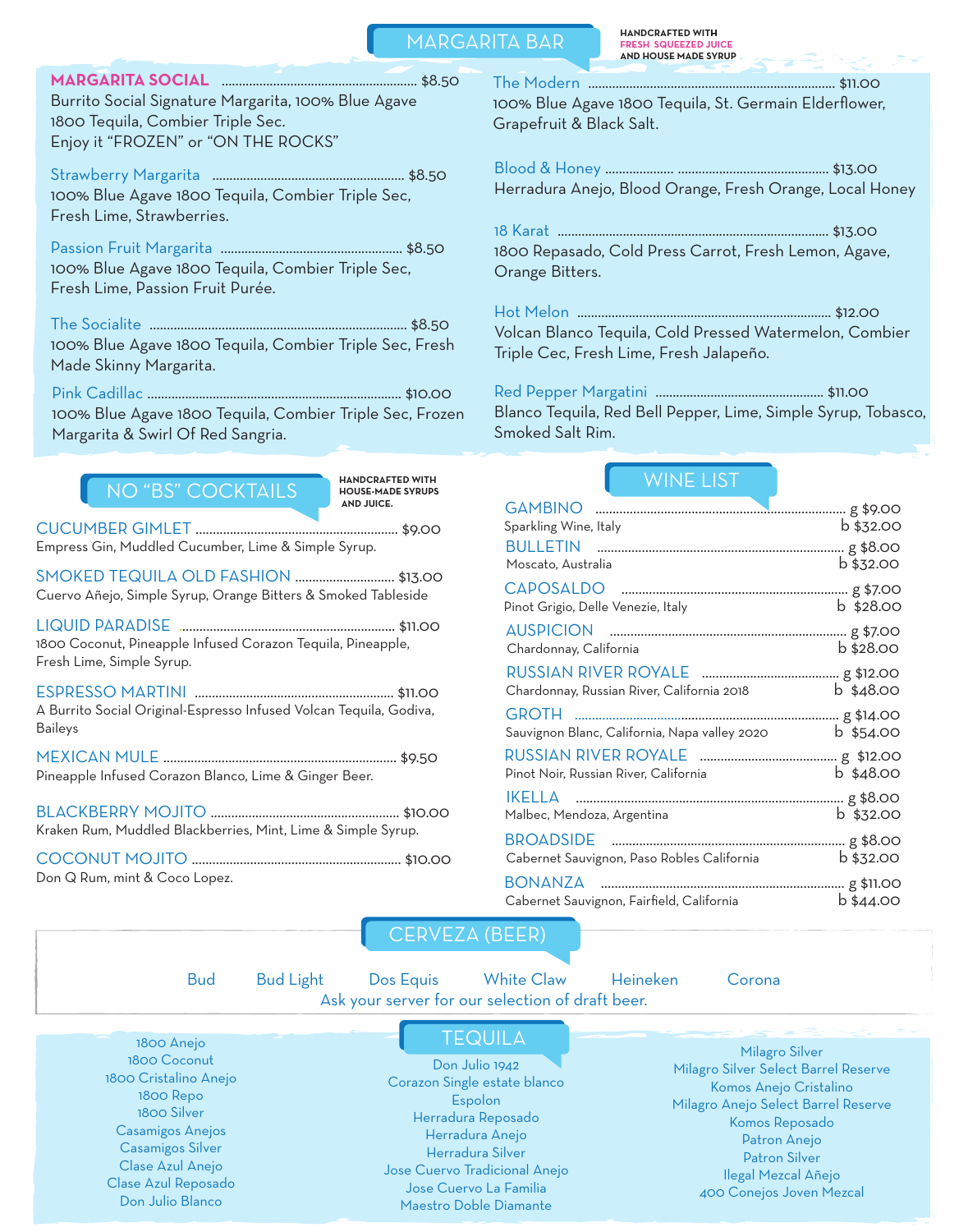## MARGARITA BAR

HANDCRAFTED WITH FRESH SQUEEZED JUICE AND HOUSE MADE SYRUP

**MARGARITA SOCIAL** ........ $8.50
Burrito Social Signature Margarita, 100% Blue Agave 1800 Tequila, Combier Triple Sec.
Enjoy it "FROZEN" or "ON THE ROCKS"

**Strawberry Margarita** ........ $8.50
100% Blue Agave 1800 Tequila, Combier Triple Sec, Fresh Lime, Strawberries.

**Passion Fruit Margarita** ........ $8.50
100% Blue Agave 1800 Tequila, Combier Triple Sec, Fresh Lime, Passion Fruit Purée.

**The Socialite** ........ $8.50
100% Blue Agave 1800 Tequila, Combier Triple Sec, Fresh Made Skinny Margarita.

**Pink Cadillac** ........ $10.00
100% Blue Agave 1800 Tequila, Combier Triple Sec, Frozen Margarita & Swirl Of Red Sangria.

**The Modern** ........ $11.00
100% Blue Agave 1800 Tequila, St. Germain Elderflower, Grapefruit & Black Salt.

**Blood & Honey** ........ $13.00
Herradura Anejo, Blood Orange, Fresh Orange, Local Honey

**18 Karat** ........ $13.00
1800 Repasado, Cold Press Carrot, Fresh Lemon, Agave, Orange Bitters.

**Hot Melon** ........ $12.00
Volcan Blanco Tequila, Cold Pressed Watermelon, Combier Triple Cec, Fresh Lime, Fresh Jalapeño.

**Red Pepper Margatini** ........ $11.00
Blanco Tequila, Red Bell Pepper, Lime, Simple Syrup, Tobasco, Smoked Salt Rim.

## NO "BS" COCKTAILS

HANDCRAFTED WITH HOUSE-MADE SYRUPS AND JUICE.

**CUCUMBER GIMLET** ........ $9.00
Empress Gin, Muddled Cucumber, Lime & Simple Syrup.

**SMOKED TEQUILA OLD FASHION** ........ $13.00
Cuervo Añejo, Simple Syrup, Orange Bitters & Smoked Tableside

**LIQUID PARADISE** ........ $11.00
1800 Coconut, Pineapple Infused Corazon Tequila, Pineapple, Fresh Lime, Simple Syrup.

**ESPRESSO MARTINI** ........ $11.00
A Burrito Social Original-Espresso Infused Volcan Tequila, Godiva, Baileys

**MEXICAN MULE** ........ $9.50
Pineapple Infused Corazon Blanco, Lime & Ginger Beer.

**BLACKBERRY MOJITO** ........ $10.00
Kraken Rum, Muddled Blackberries, Mint, Lime & Simple Syrup.

**COCONUT MOJITO** ........ $10.00
Don Q Rum, mint & Coco Lopez.

## WINE LIST

**GAMBINO** ........ g $9.00
Sparkling Wine, Italy ........ b $32.00

**BULLETIN** ........ g $8.00
Moscato, Australia ........ b $32.00

**CAPOSALDO** ........ g $7.00
Pinot Grigio, Delle Venezie, Italy ........ b $28.00

**AUSPICION** ........ g $7.00
Chardonnay, California ........ b $28.00

**RUSSIAN RIVER ROYALE** ........ g $12.00
Chardonnay, Russian River, California 2018 ........ b $48.00

**GROTH** ........ g $14.00
Sauvignon Blanc, California, Napa valley 2020 ........ b $54.00

**RUSSIAN RIVER ROYALE** ........ g $12.00
Pinot Noir, Russian River, California ........ b $48.00

**IKELLA** ........ g $8.00
Malbec, Mendoza, Argentina ........ b $32.00

**BROADSIDE** ........ g $8.00
Cabernet Sauvignon, Paso Robles California ........ b $32.00

**BONANZA** ........ g $11.00
Cabernet Sauvignon, Fairfield, California ........ b $44.00

## CERVEZA (BEER)

Bud · Bud Light · Dos Equis · White Claw · Heineken · Corona

Ask your server for our selection of draft beer.

## TEQUILA

1800 Anejo
1800 Coconut
1800 Cristalino Anejo
1800 Repo
1800 Silver
Casamigos Anejos
Casamigos Silver
Clase Azul Anejo
Clase Azul Reposado
Don Julio Blanco
Don Julio 1942
Corazon Single estate blanco
Espolon
Herradura Reposado
Herradura Anejo
Herradura Silver
Jose Cuervo Tradicional Anejo
Jose Cuervo La Familia
Maestro Doble Diamante
Milagro Silver
Milagro Silver Select Barrel Reserve
Komos Anejo Cristalino
Milagro Anejo Select Barrel Reserve
Komos Reposado
Patron Anejo
Patron Silver
Ilegal Mezcal Añejo
400 Conejos Joven Mezcal